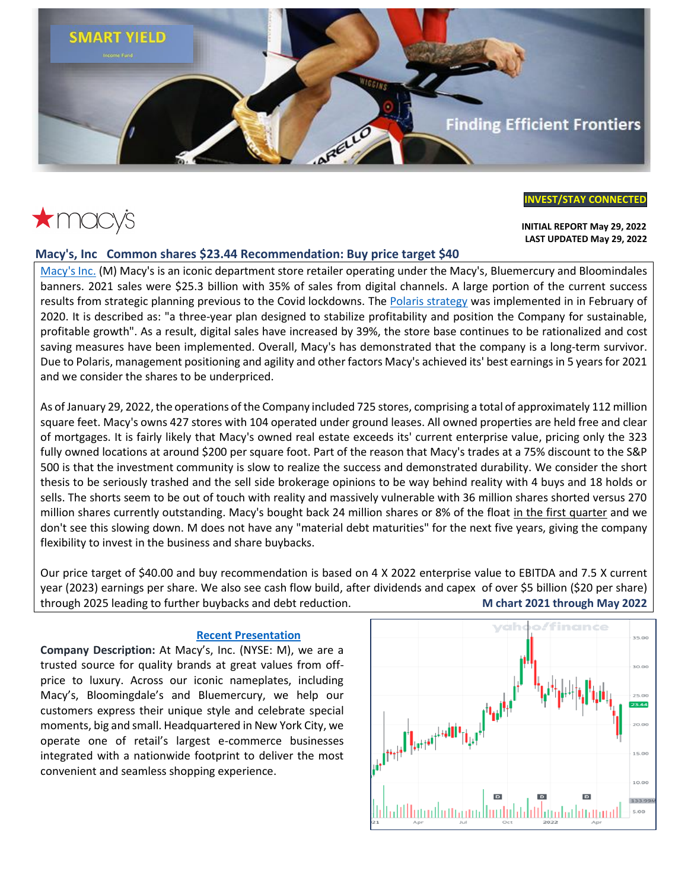SMART YIELD

Income Fund

Finding Efficient Frontiers

**INVEST/STAY CONNECTED**

macy's

**INITIAL REPORT May 29, 2022**
**LAST UPDATED May 29, 2022**

## Macy's, Inc Common shares $23.44 Recommendation: Buy price target $40

Macy's Inc. (M) Macy's is an iconic department store retailer operating under the Macy's, Bluemercury and Bloomindales banners. 2021 sales were $25.3 billion with 35% of sales from digital channels. A large portion of the current success results from strategic planning previous to the Covid lockdowns. The Polaris strategy was implemented in in February of 2020. It is described as: "a three-year plan designed to stabilize profitability and position the Company for sustainable, profitable growth". As a result, digital sales have increased by 39%, the store base continues to be rationalized and cost saving measures have been implemented. Overall, Macy's has demonstrated that the company is a long-term survivor. Due to Polaris, management positioning and agility and other factors Macy's achieved its' best earnings in 5 years for 2021 and we consider the shares to be underpriced.

As of January 29, 2022, the operations of the Company included 725 stores, comprising a total of approximately 112 million square feet. Macy's owns 427 stores with 104 operated under ground leases. All owned properties are held free and clear of mortgages. It is fairly likely that Macy's owned real estate exceeds its' current enterprise value, pricing only the 323 fully owned locations at around $200 per square foot. Part of the reason that Macy's trades at a 75% discount to the S&P 500 is that the investment community is slow to realize the success and demonstrated durability. We consider the short thesis to be seriously trashed and the sell side brokerage opinions to be way behind reality with 4 buys and 18 holds or sells. The shorts seem to be out of touch with reality and massively vulnerable with 36 million shares shorted versus 270 million shares currently outstanding. Macy's bought back 24 million shares or 8% of the float in the first quarter and we don't see this slowing down. M does not have any "material debt maturities" for the next five years, giving the company flexibility to invest in the business and share buybacks.

Our price target of $40.00 and buy recommendation is based on 4 X 2022 enterprise value to EBITDA and 7.5 X current year (2023) earnings per share. We also see cash flow build, after dividends and capex of over $5 billion ($20 per share) through 2025 leading to further buybacks and debt reduction.

**M chart 2021 through May 2022**

**Recent Presentation**

**Company Description:** At Macy's, Inc. (NYSE: M), we are a trusted source for quality brands at great values from off-price to luxury. Across our iconic nameplates, including Macy's, Bloomingdale's and Bluemercury, we help our customers express their unique style and celebrate special moments, big and small. Headquartered in New York City, we operate one of retail's largest e-commerce businesses integrated with a nationwide footprint to deliver the most convenient and seamless shopping experience.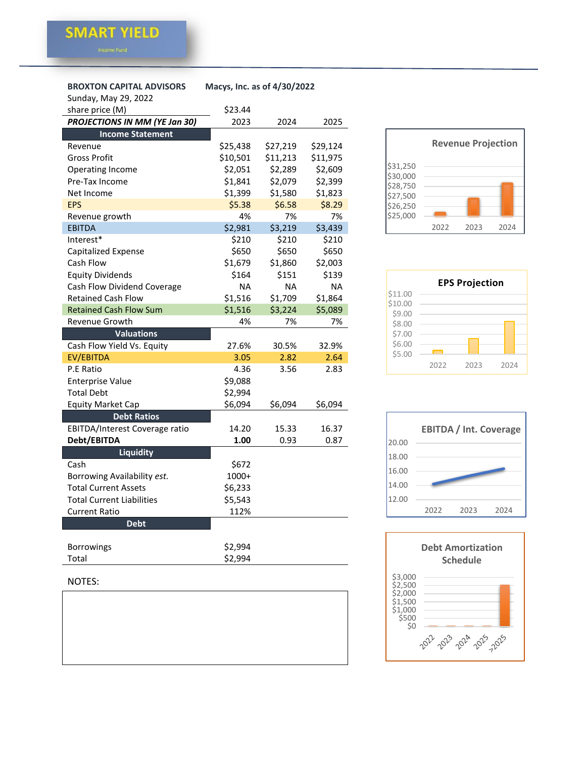**SMART YIELD**

Income Fund

**BROXTON CAPITAL ADVISORS** — **Macys, Inc. as of 4/30/2022**

Sunday, May 29, 2022

| share price (M) | $23.44 | | |
|---|---|---|---|
| ***PROJECTIONS IN MM (YE Jan 30)*** | 2023 | 2024 | 2025 |
| **Income Statement** | | | |
| Revenue | $25,438 | $27,219 | $29,124 |
| Gross Profit | $10,501 | $11,213 | $11,975 |
| Operating Income | $2,051 | $2,289 | $2,609 |
| Pre-Tax Income | $1,841 | $2,079 | $2,399 |
| Net Income | $1,399 | $1,580 | $1,823 |
| EPS | $5.38 | $6.58 | $8.29 |
| Revenue growth | 4% | 7% | 7% |
| EBITDA | $2,981 | $3,219 | $3,439 |
| Interest* | $210 | $210 | $210 |
| Capitalized Expense | $650 | $650 | $650 |
| Cash Flow | $1,679 | $1,860 | $2,003 |
| Equity Dividends | $164 | $151 | $139 |
| Cash Flow Dividend Coverage | NA | NA | NA |
| Retained Cash Flow | $1,516 | $1,709 | $1,864 |
| Retained Cash Flow Sum | $1,516 | $3,224 | $5,089 |
| Revenue Growth | 4% | 7% | 7% |
| **Valuations** | | | |
| Cash Flow Yield Vs. Equity | 27.6% | 30.5% | 32.9% |
| EV/EBITDA | 3.05 | 2.82 | 2.64 |
| P.E Ratio | 4.36 | 3.56 | 2.83 |
| Enterprise Value | $9,088 | | |
| Total Debt | $2,994 | | |
| Equity Market Cap | $6,094 | $6,094 | $6,094 |
| **Debt Ratios** | | | |
| EBITDA/Interest Coverage ratio | 14.20 | 15.33 | 16.37 |
| **Debt/EBITDA** | **1.00** | 0.93 | 0.87 |
| **Liquidity** | | | |
| Cash | $672 | | |
| Borrowing Availability *est.* | 1000+ | | |
| Total Current Assets | $6,233 | | |
| Total Current Liabilities | $5,543 | | |
| Current Ratio | 112% | | |
| **Debt** | | | |
| Borrowings | $2,994 | | |
| Total | $2,994 | | |

**Revenue Projection**

**EPS Projection**

**EBITDA / Int. Coverage**

**Debt Amortization Schedule**

NOTES: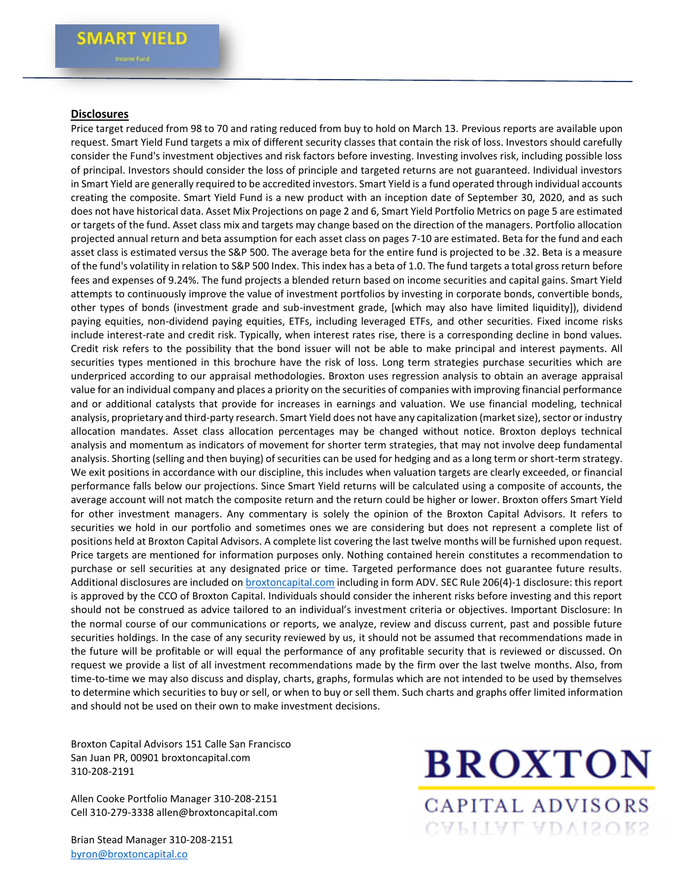SMART YIELD

Income Fund

## Disclosures

Price target reduced from 98 to 70 and rating reduced from buy to hold on March 13. Previous reports are available upon request. Smart Yield Fund targets a mix of different security classes that contain the risk of loss. Investors should carefully consider the Fund's investment objectives and risk factors before investing. Investing involves risk, including possible loss of principal. Investors should consider the loss of principle and targeted returns are not guaranteed. Individual investors in Smart Yield are generally required to be accredited investors. Smart Yield is a fund operated through individual accounts creating the composite. Smart Yield Fund is a new product with an inception date of September 30, 2020, and as such does not have historical data. Asset Mix Projections on page 2 and 6, Smart Yield Portfolio Metrics on page 5 are estimated or targets of the fund. Asset class mix and targets may change based on the direction of the managers. Portfolio allocation projected annual return and beta assumption for each asset class on pages 7-10 are estimated. Beta for the fund and each asset class is estimated versus the S&P 500. The average beta for the entire fund is projected to be .32. Beta is a measure of the fund's volatility in relation to S&P 500 Index. This index has a beta of 1.0. The fund targets a total gross return before fees and expenses of 9.24%. The fund projects a blended return based on income securities and capital gains. Smart Yield attempts to continuously improve the value of investment portfolios by investing in corporate bonds, convertible bonds, other types of bonds (investment grade and sub-investment grade, [which may also have limited liquidity]), dividend paying equities, non-dividend paying equities, ETFs, including leveraged ETFs, and other securities. Fixed income risks include interest-rate and credit risk. Typically, when interest rates rise, there is a corresponding decline in bond values. Credit risk refers to the possibility that the bond issuer will not be able to make principal and interest payments. All securities types mentioned in this brochure have the risk of loss. Long term strategies purchase securities which are underpriced according to our appraisal methodologies. Broxton uses regression analysis to obtain an average appraisal value for an individual company and places a priority on the securities of companies with improving financial performance and or additional catalysts that provide for increases in earnings and valuation. We use financial modeling, technical analysis, proprietary and third-party research. Smart Yield does not have any capitalization (market size), sector or industry allocation mandates. Asset class allocation percentages may be changed without notice. Broxton deploys technical analysis and momentum as indicators of movement for shorter term strategies, that may not involve deep fundamental analysis. Shorting (selling and then buying) of securities can be used for hedging and as a long term or short-term strategy. We exit positions in accordance with our discipline, this includes when valuation targets are clearly exceeded, or financial performance falls below our projections. Since Smart Yield returns will be calculated using a composite of accounts, the average account will not match the composite return and the return could be higher or lower. Broxton offers Smart Yield for other investment managers. Any commentary is solely the opinion of the Broxton Capital Advisors. It refers to securities we hold in our portfolio and sometimes ones we are considering but does not represent a complete list of positions held at Broxton Capital Advisors. A complete list covering the last twelve months will be furnished upon request. Price targets are mentioned for information purposes only. Nothing contained herein constitutes a recommendation to purchase or sell securities at any designated price or time. Targeted performance does not guarantee future results. Additional disclosures are included on broxtoncapital.com including in form ADV. SEC Rule 206(4)-1 disclosure: this report is approved by the CCO of Broxton Capital. Individuals should consider the inherent risks before investing and this report should not be construed as advice tailored to an individual's investment criteria or objectives. Important Disclosure: In the normal course of our communications or reports, we analyze, review and discuss current, past and possible future securities holdings. In the case of any security reviewed by us, it should not be assumed that recommendations made in the future will be profitable or will equal the performance of any profitable security that is reviewed or discussed. On request we provide a list of all investment recommendations made by the firm over the last twelve months. Also, from time-to-time we may also discuss and display, charts, graphs, formulas which are not intended to be used by themselves to determine which securities to buy or sell, or when to buy or sell them. Such charts and graphs offer limited information and should not be used on their own to make investment decisions.

Broxton Capital Advisors 151 Calle San Francisco
San Juan PR, 00901 broxtoncapital.com
310-208-2191

Allen Cooke Portfolio Manager 310-208-2151
Cell 310-279-3338 allen@broxtoncapital.com

Brian Stead Manager 310-208-2151
byron@broxtoncapital.co

BROXTON

CAPITAL ADVISORS